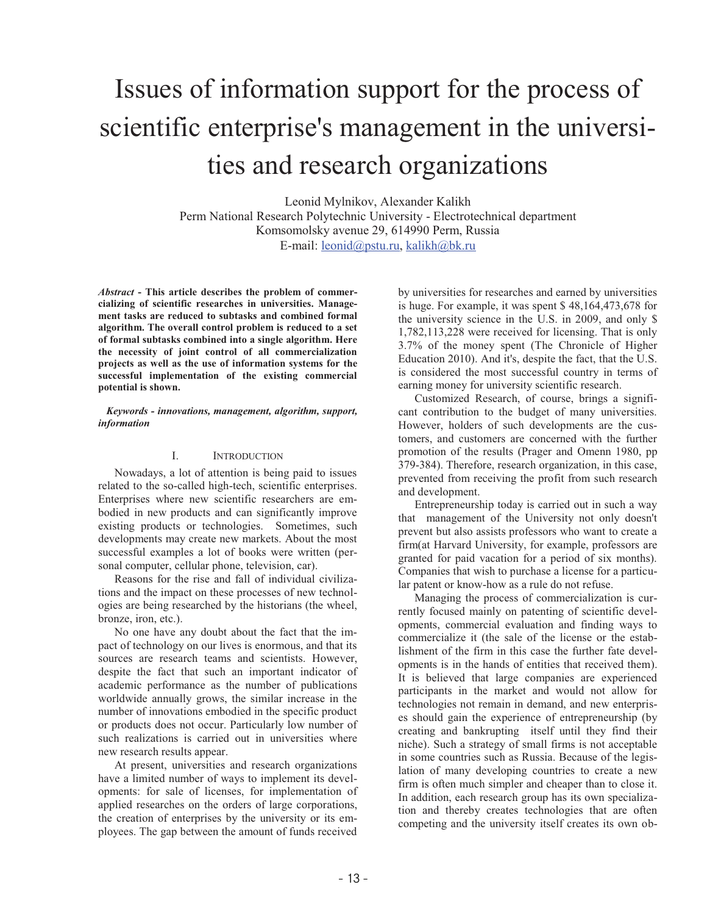# Issues of information support for the process of scientific enterprise's management in the universities and research organizations

Leonid Mylnikov, Alexander Kalikh
Perm National Research Polytechnic University - Electrotechnical department
Komsomolsky avenue 29, 614990 Perm, Russia
E-mail: leonid@pstu.ru, kalikh@bk.ru

***Abstract* - This article describes the problem of commercializing of scientific researches in universities. Management tasks are reduced to subtasks and combined formal algorithm. The overall control problem is reduced to a set of formal subtasks combined into a single algorithm. Here the necessity of joint control of all commercialization projects as well as the use of information systems for the successful implementation of the existing commercial potential is shown.**

***Keywords - innovations, management, algorithm, support, information***

## I. INTRODUCTION

Nowadays, a lot of attention is being paid to issues related to the so-called high-tech, scientific enterprises. Enterprises where new scientific researchers are embodied in new products and can significantly improve existing products or technologies. Sometimes, such developments may create new markets. About the most successful examples a lot of books were written (personal computer, cellular phone, television, car).

Reasons for the rise and fall of individual civilizations and the impact on these processes of new technologies are being researched by the historians (the wheel, bronze, iron, etc.).

No one have any doubt about the fact that the impact of technology on our lives is enormous, and that its sources are research teams and scientists. However, despite the fact that such an important indicator of academic performance as the number of publications worldwide annually grows, the similar increase in the number of innovations embodied in the specific product or products does not occur. Particularly low number of such realizations is carried out in universities where new research results appear.

At present, universities and research organizations have a limited number of ways to implement its developments: for sale of licenses, for implementation of applied researches on the orders of large corporations, the creation of enterprises by the university or its employees. The gap between the amount of funds received by universities for researches and earned by universities is huge. For example, it was spent $ 48,164,473,678 for the university science in the U.S. in 2009, and only $ 1,782,113,228 were received for licensing. That is only 3.7% of the money spent (The Chronicle of Higher Education 2010). And it's, despite the fact, that the U.S. is considered the most successful country in terms of earning money for university scientific research.

Customized Research, of course, brings a significant contribution to the budget of many universities. However, holders of such developments are the customers, and customers are concerned with the further promotion of the results (Prager and Omenn 1980, pp 379-384). Therefore, research organization, in this case, prevented from receiving the profit from such research and development.

Entrepreneurship today is carried out in such a way that management of the University not only doesn't prevent but also assists professors who want to create a firm(at Harvard University, for example, professors are granted for paid vacation for a period of six months). Companies that wish to purchase a license for a particular patent or know-how as a rule do not refuse.

Managing the process of commercialization is currently focused mainly on patenting of scientific developments, commercial evaluation and finding ways to commercialize it (the sale of the license or the establishment of the firm in this case the further fate developments is in the hands of entities that received them). It is believed that large companies are experienced participants in the market and would not allow for technologies not remain in demand, and new enterprises should gain the experience of entrepreneurship (by creating and bankrupting itself until they find their niche). Such a strategy of small firms is not acceptable in some countries such as Russia. Because of the legislation of many developing countries to create a new firm is often much simpler and cheaper than to close it. In addition, each research group has its own specialization and thereby creates technologies that are often competing and the university itself creates its own ob-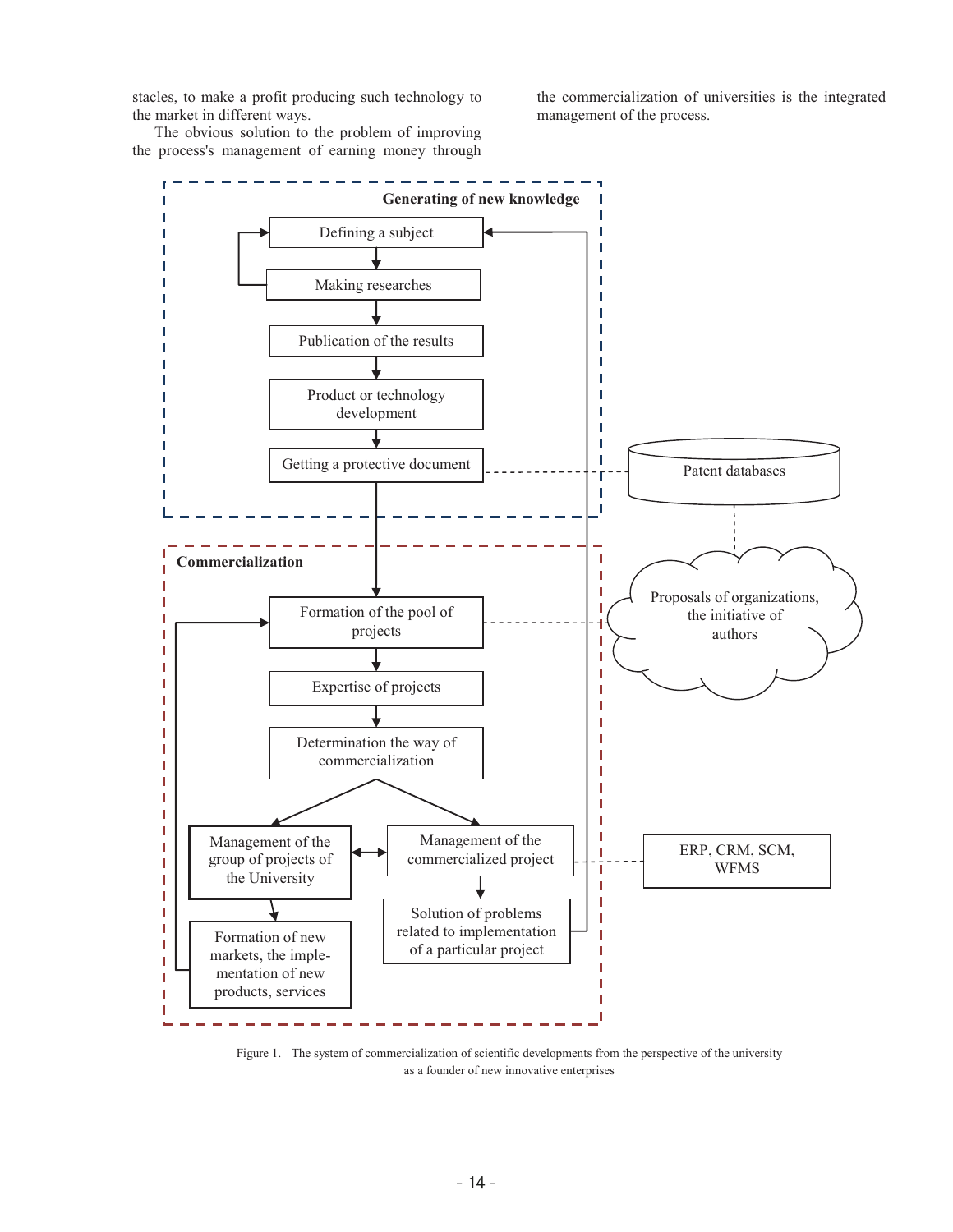stacles, to make a profit producing such technology to the market in different ways.

The obvious solution to the problem of improving the process's management of earning money through the commercialization of universities is the integrated management of the process.

Figure 1. The system of commercialization of scientific developments from the perspective of the university as a founder of new innovative enterprises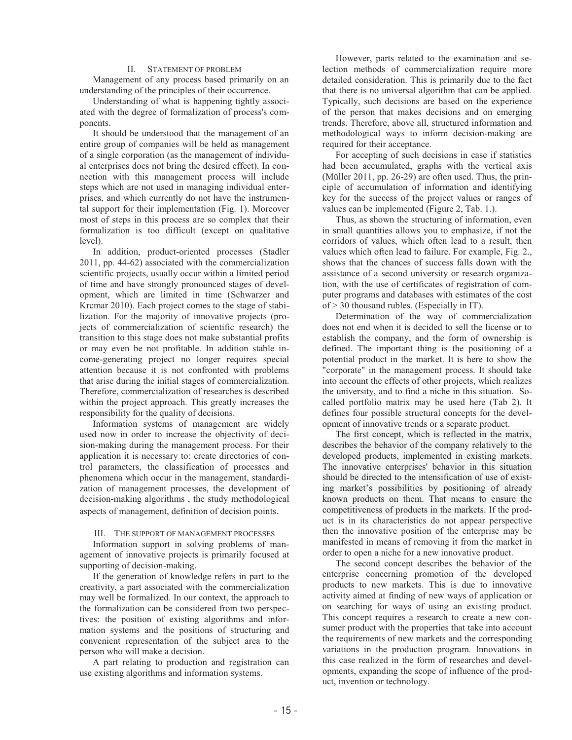## II. Statement of problem

Management of any process based primarily on an understanding of the principles of their occurrence.

Understanding of what is happening tightly associated with the degree of formalization of process's components.

It should be understood that the management of an entire group of companies will be held as management of a single corporation (as the management of individual enterprises does not bring the desired effect). In connection with this management process will include steps which are not used in managing individual enterprises, and which currently do not have the instrumental support for their implementation (Fig. 1). Moreover most of steps in this process are so complex that their formalization is too difficult (except on qualitative level).

In addition, product-oriented processes (Stadler 2011, pp. 44-62) associated with the commercialization scientific projects, usually occur within a limited period of time and have strongly pronounced stages of development, which are limited in time (Schwarzer and Krcmar 2010). Each project comes to the stage of stabilization. For the majority of innovative projects (projects of commercialization of scientific research) the transition to this stage does not make substantial profits or may even be not profitable. In addition stable income-generating project no longer requires special attention because it is not confronted with problems that arise during the initial stages of commercialization. Therefore, commercialization of researches is described within the project approach. This greatly increases the responsibility for the quality of decisions.

Information systems of management are widely used now in order to increase the objectivity of decision-making during the management process. For their application it is necessary to: create directories of control parameters, the classification of processes and phenomena which occur in the management, standardization of management processes, the development of decision-making algorithms , the study methodological aspects of management, definition of decision points.

## III. The support of management processes

Information support in solving problems of management of innovative projects is primarily focused at supporting of decision-making.

If the generation of knowledge refers in part to the creativity, a part associated with the commercialization may well be formalized. In our context, the approach to the formalization can be considered from two perspectives: the position of existing algorithms and information systems and the positions of structuring and convenient representation of the subject area to the person who will make a decision.

A part relating to production and registration can use existing algorithms and information systems.

However, parts related to the examination and selection methods of commercialization require more detailed consideration. This is primarily due to the fact that there is no universal algorithm that can be applied. Typically, such decisions are based on the experience of the person that makes decisions and on emerging trends. Therefore, above all, structured information and methodological ways to inform decision-making are required for their acceptance.

For accepting of such decisions in case if statistics had been accumulated, graphs with the vertical axis (Müller 2011, pp. 26-29) are often used. Thus, the principle of accumulation of information and identifying key for the success of the project values or ranges of values can be implemented (Figure 2, Tab. 1.).

Thus, as shown the structuring of information, even in small quantities allows you to emphasize, if not the corridors of values, which often lead to a result, then values which often lead to failure. For example, Fig. 2., shows that the chances of success falls down with the assistance of a second university or research organization, with the use of certificates of registration of computer programs and databases with estimates of the cost of > 30 thousand rubles. (Especially in IT).

Determination of the way of commercialization does not end when it is decided to sell the license or to establish the company, and the form of ownership is defined. The important thing is the positioning of a potential product in the market. It is here to show the "corporate" in the management process. It should take into account the effects of other projects, which realizes the university, and to find a niche in this situation. So-called portfolio matrix may be used here (Tab 2). It defines four possible structural concepts for the development of innovative trends or a separate product.

The first concept, which is reflected in the matrix, describes the behavior of the company relatively to the developed products, implemented in existing markets. The innovative enterprises' behavior in this situation should be directed to the intensification of use of existing market's possibilities by positioning of already known products on them. That means to ensure the competitiveness of products in the markets. If the product is in its characteristics do not appear perspective then the innovative position of the enterprise may be manifested in means of removing it from the market in order to open a niche for a new innovative product.

The second concept describes the behavior of the enterprise concerning promotion of the developed products to new markets. This is due to innovative activity aimed at finding of new ways of application or on searching for ways of using an existing product. This concept requires a research to create a new consumer product with the properties that take into account the requirements of new markets and the corresponding variations in the production program. Innovations in this case realized in the form of researches and developments, expanding the scope of influence of the product, invention or technology.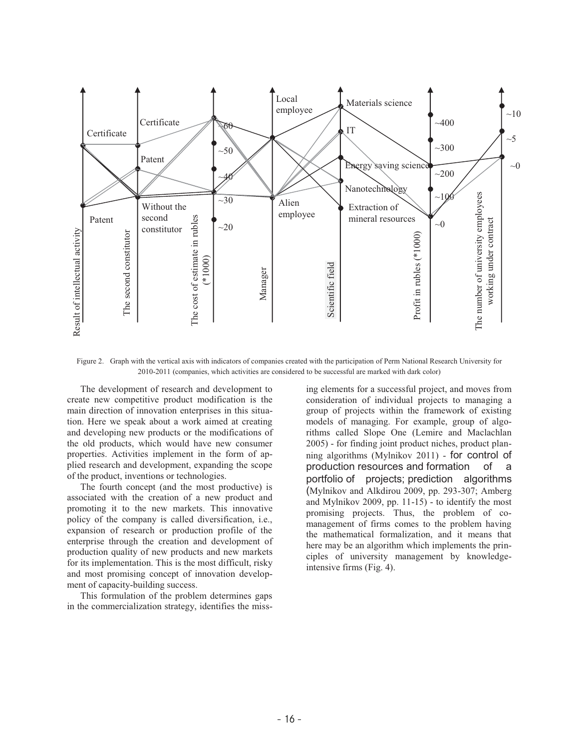Figure 2. Graph with the vertical axis with indicators of companies created with the participation of Perm National Research University for 2010-2011 (companies, which activities are considered to be successful are marked with dark color)

The development of research and development to create new competitive product modification is the main direction of innovation enterprises in this situation. Here we speak about a work aimed at creating and developing new products or the modifications of the old products, which would have new consumer properties. Activities implement in the form of applied research and development, expanding the scope of the product, inventions or technologies.

The fourth concept (and the most productive) is associated with the creation of a new product and promoting it to the new markets. This innovative policy of the company is called diversification, i.e., expansion of research or production profile of the enterprise through the creation and development of production quality of new products and new markets for its implementation. This is the most difficult, risky and most promising concept of innovation development of capacity-building success.

This formulation of the problem determines gaps in the commercialization strategy, identifies the missing elements for a successful project, and moves from consideration of individual projects to managing a group of projects within the framework of existing models of managing. For example, group of algorithms called Slope One (Lemire and Maclachlan 2005) - for finding joint product niches, product planning algorithms (Mylnikov 2011) - for control of production resources and formation of a portfolio of projects; prediction algorithms (Mylnikov and Alkdirou 2009, pp. 293-307; Amberg and Mylnikov 2009, pp. 11-15) - to identify the most promising projects. Thus, the problem of co-management of firms comes to the problem having the mathematical formalization, and it means that here may be an algorithm which implements the principles of university management by knowledge-intensive firms (Fig. 4).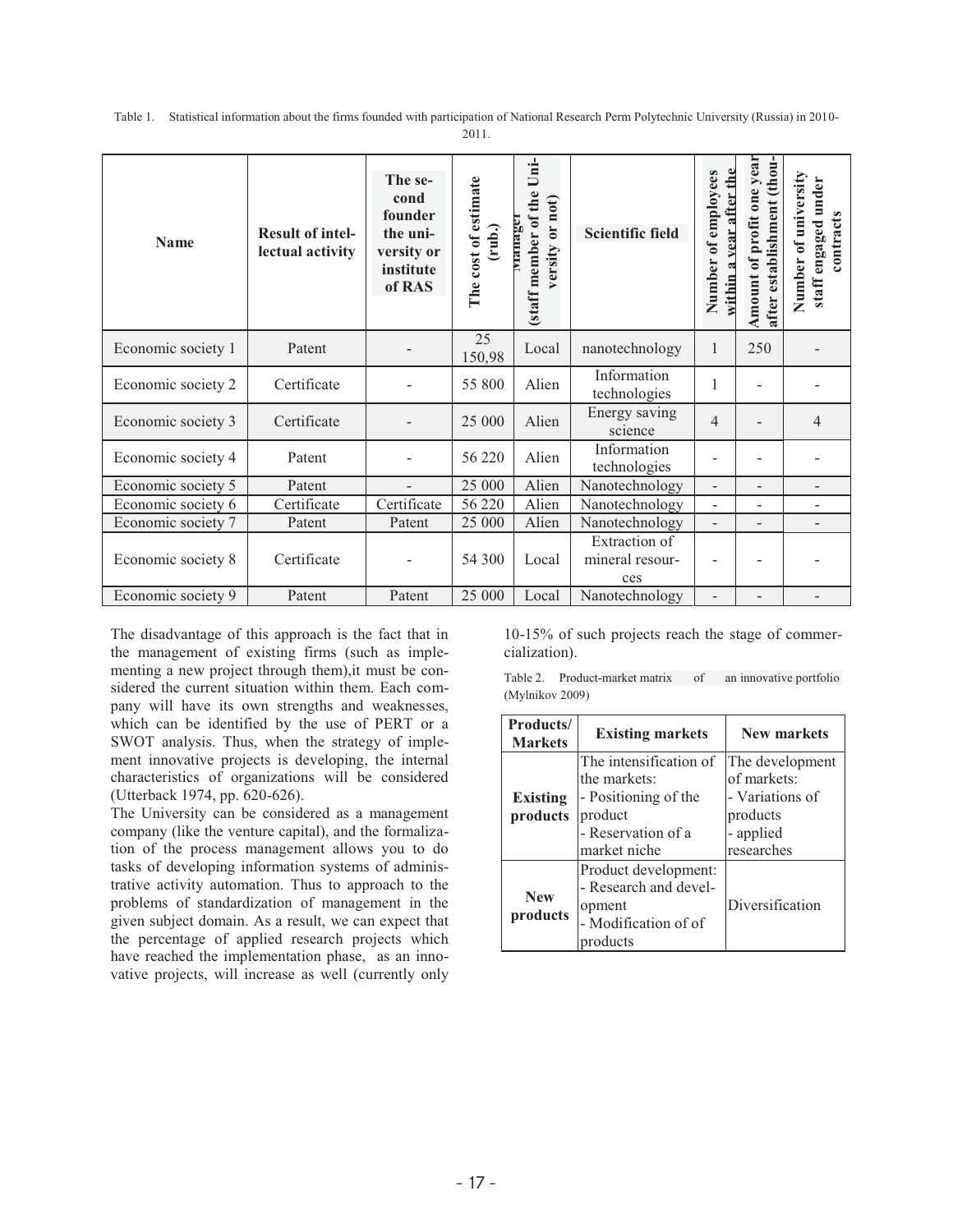Table 1. Statistical information about the firms founded with participation of National Research Perm Polytechnic University (Russia) in 2010-2011.

| Name | Result of intellectual activity | The second founder the university or institute of RAS | The cost of estimate (rub.) | Manager (staff member of the University or not) | Scientific field | Number of employees within a year after the | Amount of profit one year after establishment (thou- | Number of university staff engaged under contracts |
|---|---|---|---|---|---|---|---|---|
| Economic society 1 | Patent | - | 25 150,98 | Local | nanotechnology | 1 | 250 | - |
| Economic society 2 | Certificate | - | 55 800 | Alien | Information technologies | 1 | - | - |
| Economic society 3 | Certificate | - | 25 000 | Alien | Energy saving science | 4 | - | 4 |
| Economic society 4 | Patent | - | 56 220 | Alien | Information technologies | - | - | - |
| Economic society 5 | Patent | - | 25 000 | Alien | Nanotechnology | - | - | - |
| Economic society 6 | Certificate | Certificate | 56 220 | Alien | Nanotechnology | - | - | - |
| Economic society 7 | Patent | Patent | 25 000 | Alien | Nanotechnology | - | - | - |
| Economic society 8 | Certificate | - | 54 300 | Local | Extraction of mineral resources | - | - | - |
| Economic society 9 | Patent | Patent | 25 000 | Local | Nanotechnology | - | - | - |

The disadvantage of this approach is the fact that in the management of existing firms (such as implementing a new project through them),it must be considered the current situation within them. Each company will have its own strengths and weaknesses, which can be identified by the use of PERT or a SWOT analysis. Thus, when the strategy of implement innovative projects is developing, the internal characteristics of organizations will be considered (Utterback 1974, pp. 620-626).

The University can be considered as a management company (like the venture capital), and the formalization of the process management allows you to do tasks of developing information systems of administrative activity automation. Thus to approach to the problems of standardization of management in the given subject domain. As a result, we can expect that the percentage of applied research projects which have reached the implementation phase, as an innovative projects, will increase as well (currently only 10-15% of such projects reach the stage of commercialization).

Table 2. Product-market matrix of an innovative portfolio (Mylnikov 2009)

| Products/ Markets | Existing markets | New markets |
|---|---|---|
| **Existing products** | The intensification of the markets:<br>- Positioning of the product<br>- Reservation of a market niche | The development of markets:<br>- Variations of products<br>- applied researches |
| **New products** | Product development:<br>- Research and development<br>- Modification of of products | Diversification |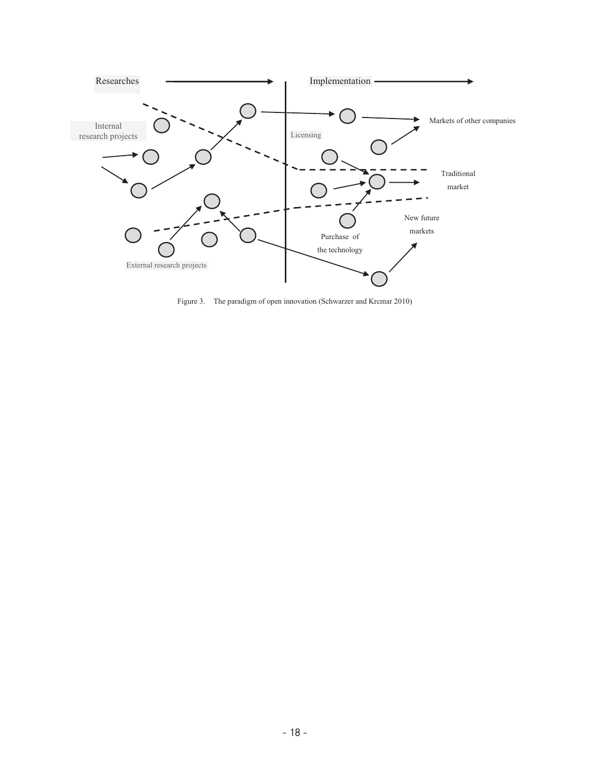Figure 3. The paradigm of open innovation (Schwarzer and Krcmar 2010)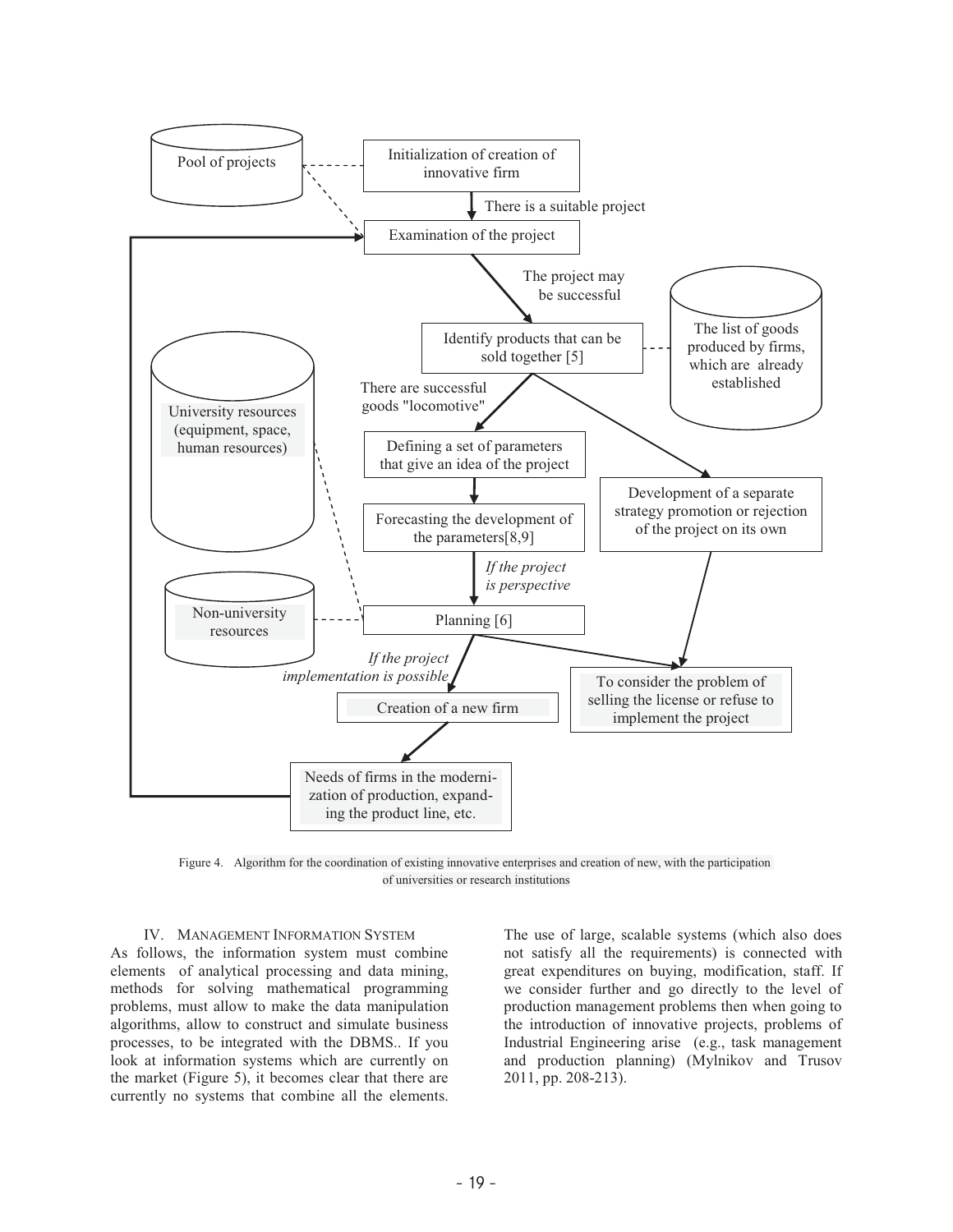Pool of projects

Initialization of creation of innovative firm

There is a suitable project

Examination of the project

The project may be successful

Identify products that can be sold together [5]

The list of goods produced by firms, which are already established

There are successful goods "locomotive"

University resources (equipment, space, human resources)

Defining a set of parameters that give an idea of the project

Development of a separate strategy promotion or rejection of the project on its own

Forecasting the development of the parameters[8,9]

*If the project is perspective*

Non-university resources

Planning [6]

*If the project implementation is possible*

Creation of a new firm

To consider the problem of selling the license or refuse to implement the project

Needs of firms in the modernization of production, expanding the product line, etc.

Figure 4. Algorithm for the coordination of existing innovative enterprises and creation of new, with the participation of universities or research institutions

## IV. Management Information System

As follows, the information system must combine elements of analytical processing and data mining, methods for solving mathematical programming problems, must allow to make the data manipulation algorithms, allow to construct and simulate business processes, to be integrated with the DBMS.. If you look at information systems which are currently on the market (Figure 5), it becomes clear that there are currently no systems that combine all the elements. The use of large, scalable systems (which also does not satisfy all the requirements) is connected with great expenditures on buying, modification, staff. If we consider further and go directly to the level of production management problems then when going to the introduction of innovative projects, problems of Industrial Engineering arise (e.g., task management and production planning) (Mylnikov and Trusov 2011, pp. 208-213).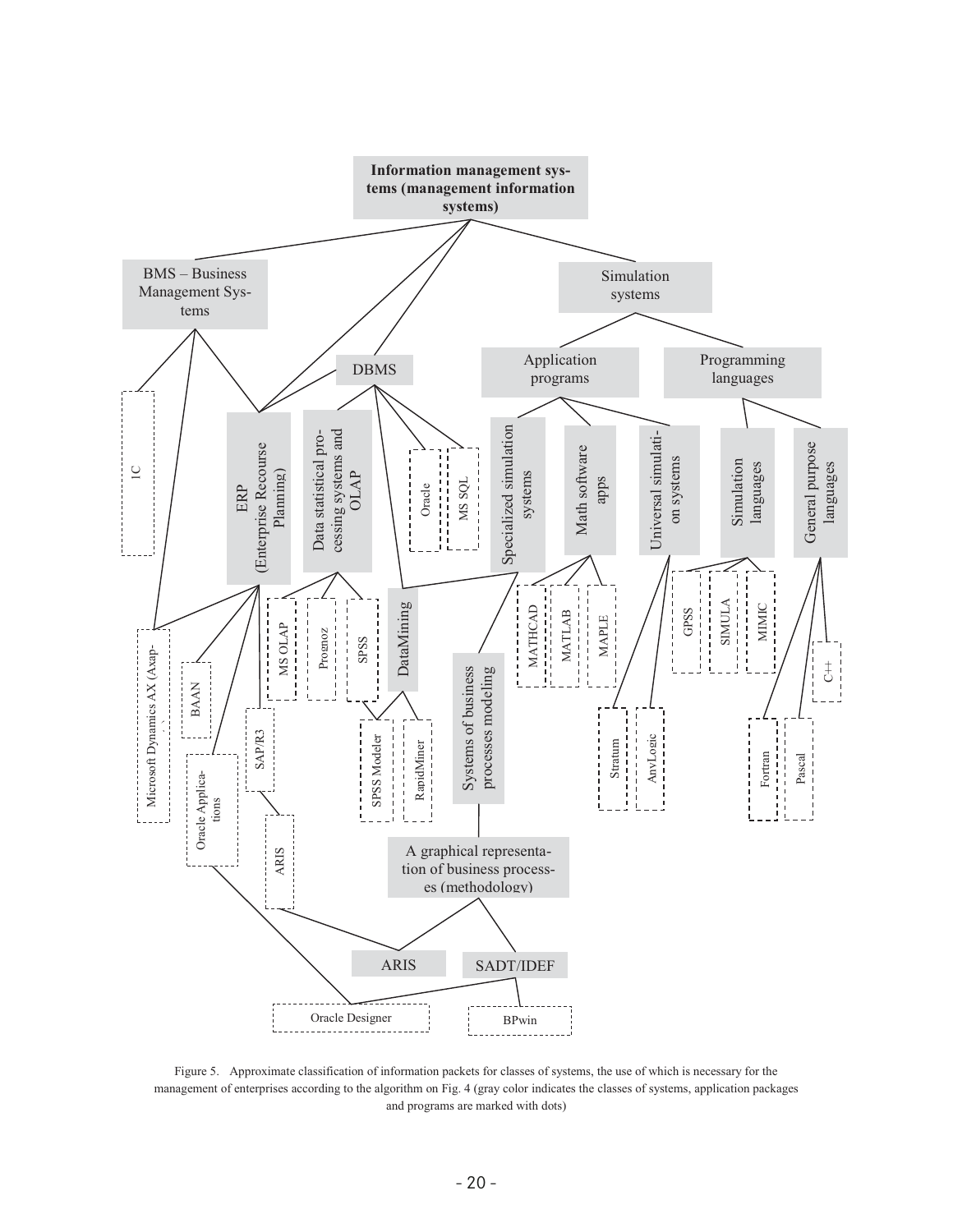- **Information management systems (management information systems)**
  - BMS – Business Management Systems
    - 1C
    - ERP (Enterprise Recourse Planning)
    - Microsoft Dynamics AX (Axapta)
  - ERP (Enterprise Recourse Planning)
    - Microsoft Dynamics AX (Axapta)
    - BAAN
    - Oracle Applications
    - SAP/R3
  - DBMS
    - ERP (Enterprise Recourse Planning)
    - Data statistical processing systems and OLAP
      - MS OLAP
      - Prognoz
      - SPSS
    - Oracle
    - MS SQL
    - DataMining
      - SPSS Modeler
      - RapidMiner
  - Simulation systems
    - Application programs
      - Specialized simulation systems
        - DataMining
        - Systems of business processes modeling
      - Math software apps
        - MATHCAD
        - MATLAB
        - MAPLE
      - Universal simulation systems
        - Stratum
        - AnyLogic
    - Programming languages
      - Simulation languages
        - GPSS
        - SIMULA
        - MIMIC
      - General purpose languages
        - C++
        - Fortran
        - Pascal

- Systems of business processes modeling
  - A graphical representation of business processes (methodology)
    - ARIS (linked with SAP/R3 → ARIS)
    - SADT/IDEF
      - Oracle Designer (linked with Oracle Applications)
      - BPwin

Figure 5. Approximate classification of information packets for classes of systems, the use of which is necessary for the management of enterprises according to the algorithm on Fig. 4 (gray color indicates the classes of systems, application packages and programs are marked with dots)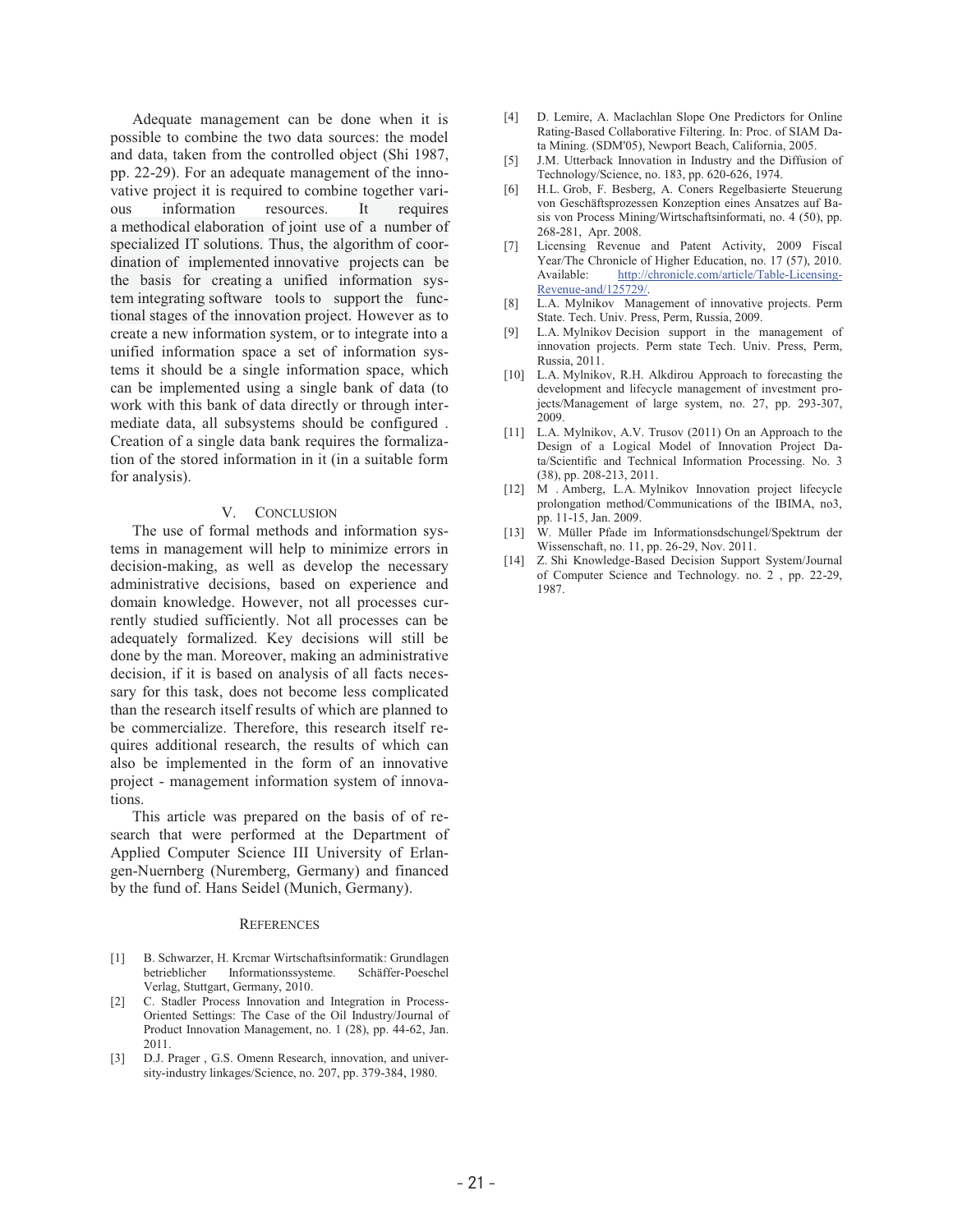Adequate management can be done when it is possible to combine the two data sources: the model and data, taken from the controlled object (Shi 1987, pp. 22-29). For an adequate management of the innovative project it is required to combine together various information resources. It requires a methodical elaboration of joint use of a number of specialized IT solutions. Thus, the algorithm of coordination of implemented innovative projects can be the basis for creating a unified information system integrating software tools to support the functional stages of the innovation project. However as to create a new information system, or to integrate into a unified information space a set of information systems it should be a single information space, which can be implemented using a single bank of data (to work with this bank of data directly or through intermediate data, all subsystems should be configured . Creation of a single data bank requires the formalization of the stored information in it (in a suitable form for analysis).

## V. Conclusion

The use of formal methods and information systems in management will help to minimize errors in decision-making, as well as develop the necessary administrative decisions, based on experience and domain knowledge. However, not all processes currently studied sufficiently. Not all processes can be adequately formalized. Key decisions will still be done by the man. Moreover, making an administrative decision, if it is based on analysis of all facts necessary for this task, does not become less complicated than the research itself results of which are planned to be commercialize. Therefore, this research itself requires additional research, the results of which can also be implemented in the form of an innovative project - management information system of innovations.

This article was prepared on the basis of of research that were performed at the Department of Applied Computer Science III University of Erlangen-Nuernberg (Nuremberg, Germany) and financed by the fund of. Hans Seidel (Munich, Germany).

## References

[1] B. Schwarzer, H. Krcmar Wirtschaftsinformatik: Grundlagen betrieblicher Informationssysteme. Schäffer-Poeschel Verlag, Stuttgart, Germany, 2010.

[2] C. Stadler Process Innovation and Integration in Process-Oriented Settings: The Case of the Oil Industry/Journal of Product Innovation Management, no. 1 (28), pp. 44-62, Jan. 2011.

[3] D.J. Prager , G.S. Omenn Research, innovation, and university-industry linkages/Science, no. 207, pp. 379-384, 1980.

[4] D. Lemire, A. Maclachlan Slope One Predictors for Online Rating-Based Collaborative Filtering. In: Proc. of SIAM Data Mining. (SDM'05), Newport Beach, California, 2005.

[5] J.M. Utterback Innovation in Industry and the Diffusion of Technology/Science, no. 183, pp. 620-626, 1974.

[6] H.L. Grob, F. Besberg, A. Coners Regelbasierte Steuerung von Geschäftsprozessen Konzeption eines Ansatzes auf Basis von Process Mining/Wirtschaftsinformati, no. 4 (50), pp. 268-281, Apr. 2008.

[7] Licensing Revenue and Patent Activity, 2009 Fiscal Year/The Chronicle of Higher Education, no. 17 (57), 2010. Available: http://chronicle.com/article/Table-Licensing-Revenue-and/125729/.

[8] L.A. Mylnikov Management of innovative projects. Perm State. Tech. Univ. Press, Perm, Russia, 2009.

[9] L.A. Mylnikov Decision support in the management of innovation projects. Perm state Tech. Univ. Press, Perm, Russia, 2011.

[10] L.A. Mylnikov, R.H. Alkdirou Approach to forecasting the development and lifecycle management of investment projects/Management of large system, no. 27, pp. 293-307, 2009.

[11] L.A. Mylnikov, A.V. Trusov (2011) On an Approach to the Design of a Logical Model of Innovation Project Data/Scientific and Technical Information Processing. No. 3 (38), pp. 208-213, 2011.

[12] M . Amberg, L.A. Mylnikov Innovation project lifecycle prolongation method/Communications of the IBIMA, no3, pp. 11-15, Jan. 2009.

[13] W. Müller Pfade im Informationsdschungel/Spektrum der Wissenschaft, no. 11, pp. 26-29, Nov. 2011.

[14] Z. Shi Knowledge-Based Decision Support System/Journal of Computer Science and Technology. no. 2 , pp. 22-29, 1987.